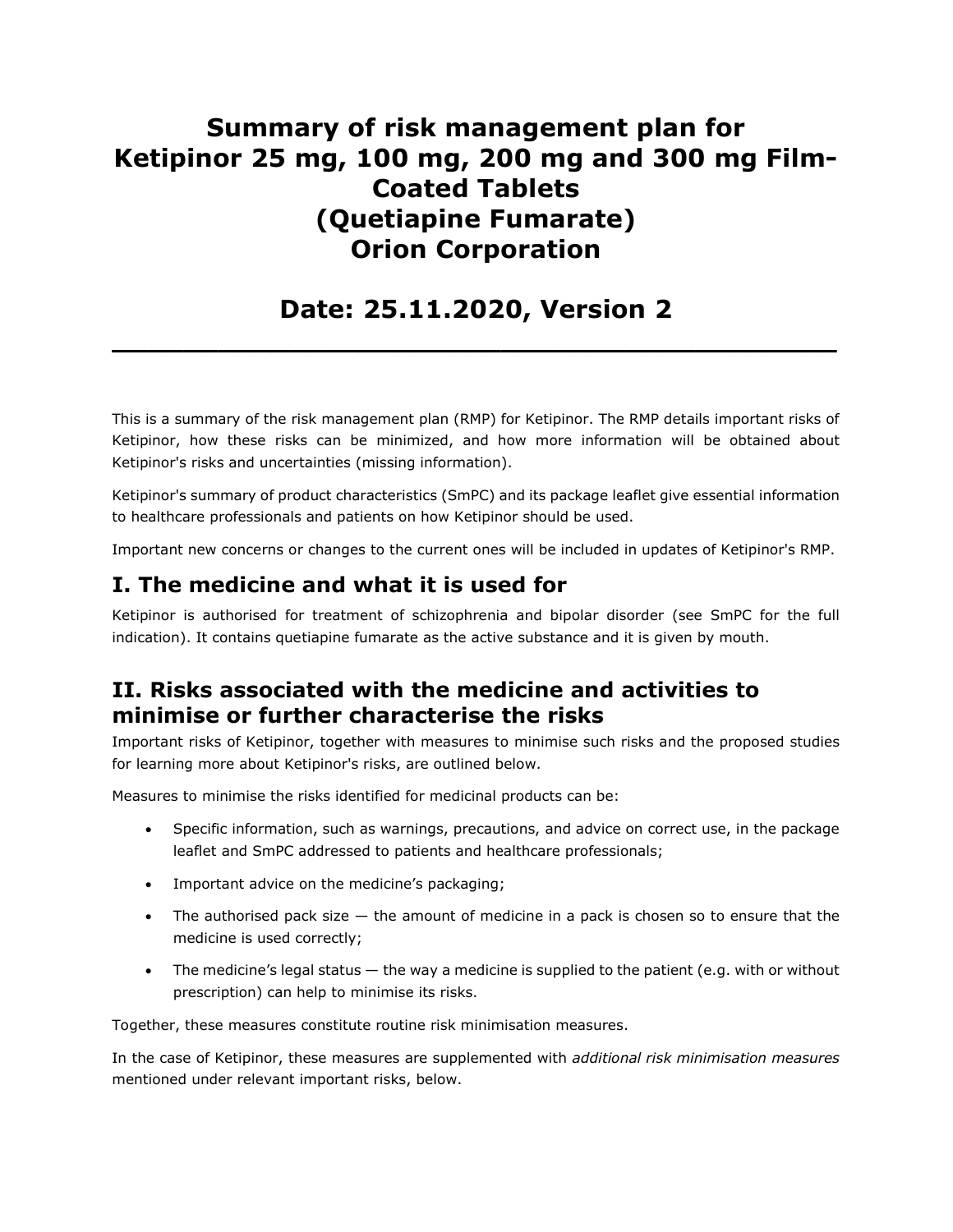# Summary of risk management plan for Ketipinor 25 mg, 100 mg, 200 mg and 300 mg Film-Coated Tablets (Quetiapine Fumarate) Orion Corporation

## Date: 25.11.2020, Version 2

---

This is a summary of the risk management plan (RMP) for Ketipinor. The RMP details important risks of Ketipinor, how these risks can be minimized, and how more information will be obtained about Ketipinor's risks and uncertainties (missing information).

Ketipinor's summary of product characteristics (SmPC) and its package leaflet give essential information to healthcare professionals and patients on how Ketipinor should be used.

Important new concerns or changes to the current ones will be included in updates of Ketipinor's RMP.

## I. The medicine and what it is used for

Ketipinor is authorised for treatment of schizophrenia and bipolar disorder (see SmPC for the full indication). It contains quetiapine fumarate as the active substance and it is given by mouth.

## II. Risks associated with the medicine and activities to minimise or further characterise the risks

Important risks of Ketipinor, together with measures to minimise such risks and the proposed studies for learning more about Ketipinor's risks, are outlined below.

Measures to minimise the risks identified for medicinal products can be:

- Specific information, such as warnings, precautions, and advice on correct use, in the package leaflet and SmPC addressed to patients and healthcare professionals;
- Important advice on the medicine's packaging;
- The authorised pack size — the amount of medicine in a pack is chosen so to ensure that the medicine is used correctly;
- The medicine's legal status — the way a medicine is supplied to the patient (e.g. with or without prescription) can help to minimise its risks.

Together, these measures constitute routine risk minimisation measures.

In the case of Ketipinor, these measures are supplemented with *additional risk minimisation measures* mentioned under relevant important risks, below.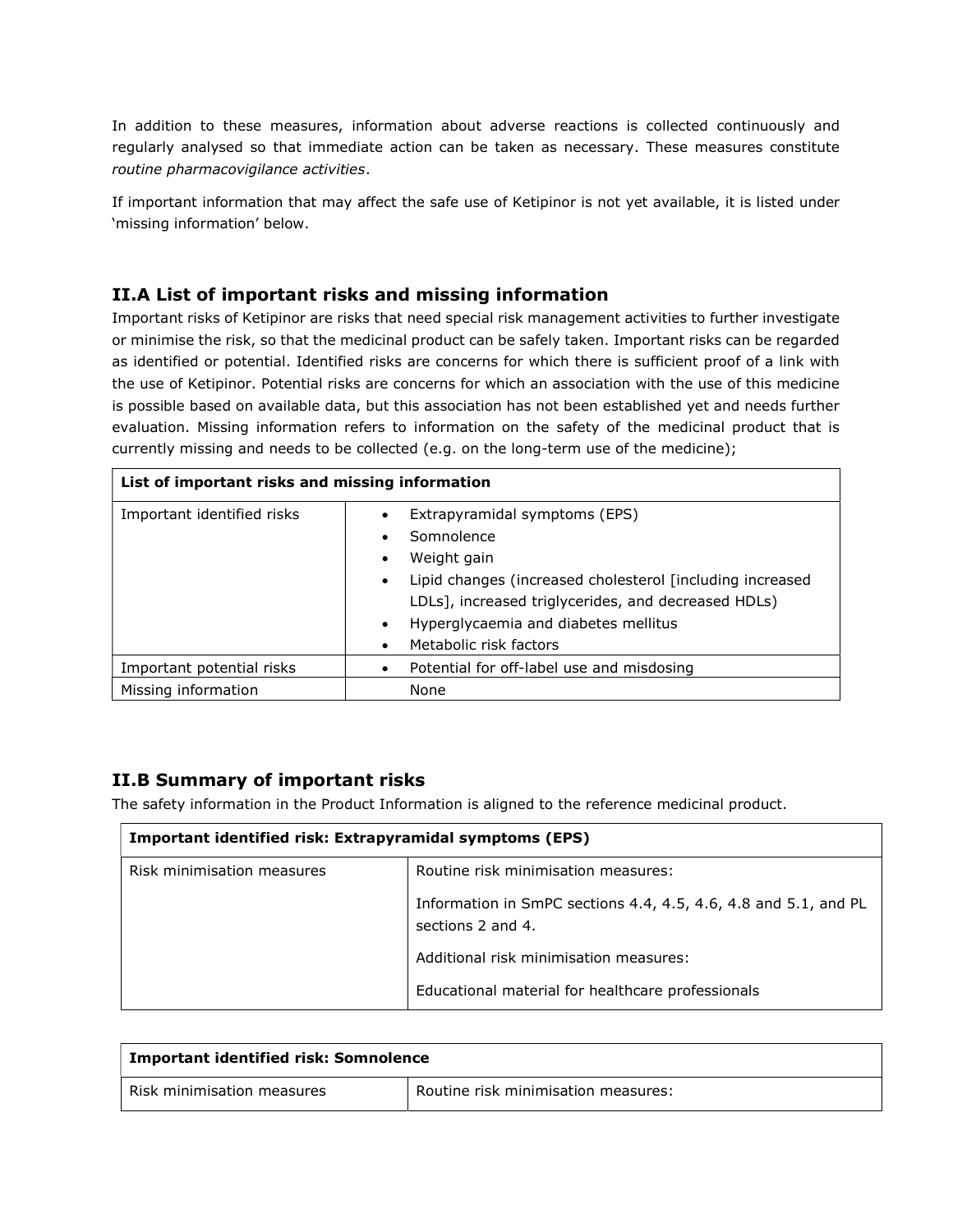In addition to these measures, information about adverse reactions is collected continuously and regularly analysed so that immediate action can be taken as necessary. These measures constitute *routine pharmacovigilance activities*.

If important information that may affect the safe use of Ketipinor is not yet available, it is listed under 'missing information' below.

## II.A List of important risks and missing information

Important risks of Ketipinor are risks that need special risk management activities to further investigate or minimise the risk, so that the medicinal product can be safely taken. Important risks can be regarded as identified or potential. Identified risks are concerns for which there is sufficient proof of a link with the use of Ketipinor. Potential risks are concerns for which an association with the use of this medicine is possible based on available data, but this association has not been established yet and needs further evaluation. Missing information refers to information on the safety of the medicinal product that is currently missing and needs to be collected (e.g. on the long-term use of the medicine);

| **List of important risks and missing information** | |
|---|---|
| Important identified risks | • Extrapyramidal symptoms (EPS)<br>• Somnolence<br>• Weight gain<br>• Lipid changes (increased cholesterol [including increased LDLs], increased triglycerides, and decreased HDLs)<br>• Hyperglycaemia and diabetes mellitus<br>• Metabolic risk factors |
| Important potential risks | • Potential for off-label use and misdosing |
| Missing information | None |

## II.B Summary of important risks

The safety information in the Product Information is aligned to the reference medicinal product.

| **Important identified risk: Extrapyramidal symptoms (EPS)** | |
|---|---|
| Risk minimisation measures | Routine risk minimisation measures:<br><br>Information in SmPC sections 4.4, 4.5, 4.6, 4.8 and 5.1, and PL sections 2 and 4.<br><br>Additional risk minimisation measures:<br><br>Educational material for healthcare professionals |

| **Important identified risk: Somnolence** | |
|---|---|
| Risk minimisation measures | Routine risk minimisation measures: |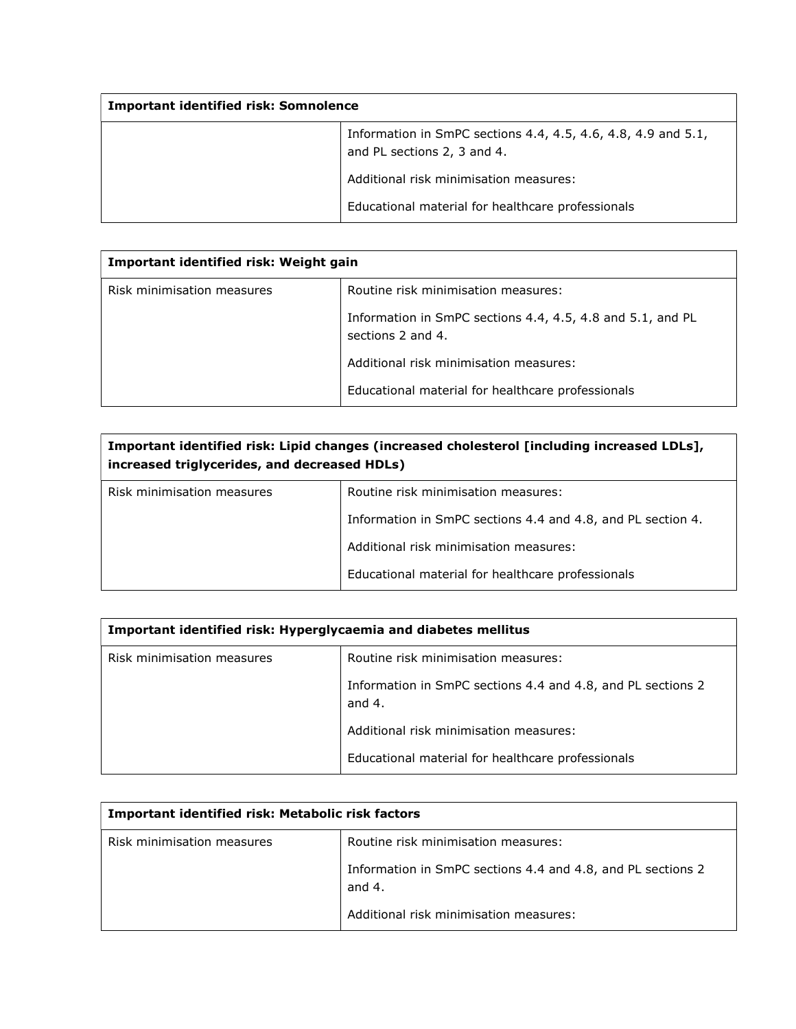| Important identified risk: Somnolence | |
|---|---|
| | Information in SmPC sections 4.4, 4.5, 4.6, 4.8, 4.9 and 5.1, and PL sections 2, 3 and 4.<br><br>Additional risk minimisation measures:<br><br>Educational material for healthcare professionals |

| Important identified risk: Weight gain | |
|---|---|
| Risk minimisation measures | Routine risk minimisation measures:<br><br>Information in SmPC sections 4.4, 4.5, 4.8 and 5.1, and PL sections 2 and 4.<br><br>Additional risk minimisation measures:<br><br>Educational material for healthcare professionals |

| Important identified risk: Lipid changes (increased cholesterol [including increased LDLs], increased triglycerides, and decreased HDLs) | |
|---|---|
| Risk minimisation measures | Routine risk minimisation measures:<br><br>Information in SmPC sections 4.4 and 4.8, and PL section 4.<br><br>Additional risk minimisation measures:<br><br>Educational material for healthcare professionals |

| Important identified risk: Hyperglycaemia and diabetes mellitus | |
|---|---|
| Risk minimisation measures | Routine risk minimisation measures:<br><br>Information in SmPC sections 4.4 and 4.8, and PL sections 2 and 4.<br><br>Additional risk minimisation measures:<br><br>Educational material for healthcare professionals |

| Important identified risk: Metabolic risk factors | |
|---|---|
| Risk minimisation measures | Routine risk minimisation measures:<br><br>Information in SmPC sections 4.4 and 4.8, and PL sections 2 and 4.<br><br>Additional risk minimisation measures: |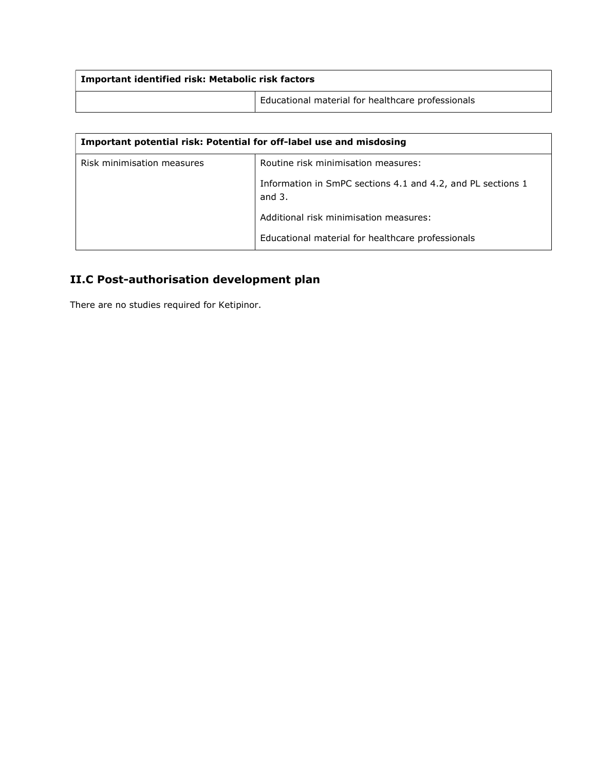| Important identified risk: Metabolic risk factors | |
|---|---|
| | Educational material for healthcare professionals |

| Important potential risk: Potential for off-label use and misdosing | |
|---|---|
| Risk minimisation measures | Routine risk minimisation measures:<br><br>Information in SmPC sections 4.1 and 4.2, and PL sections 1 and 3.<br><br>Additional risk minimisation measures:<br><br>Educational material for healthcare professionals |

## II.C Post-authorisation development plan

There are no studies required for Ketipinor.